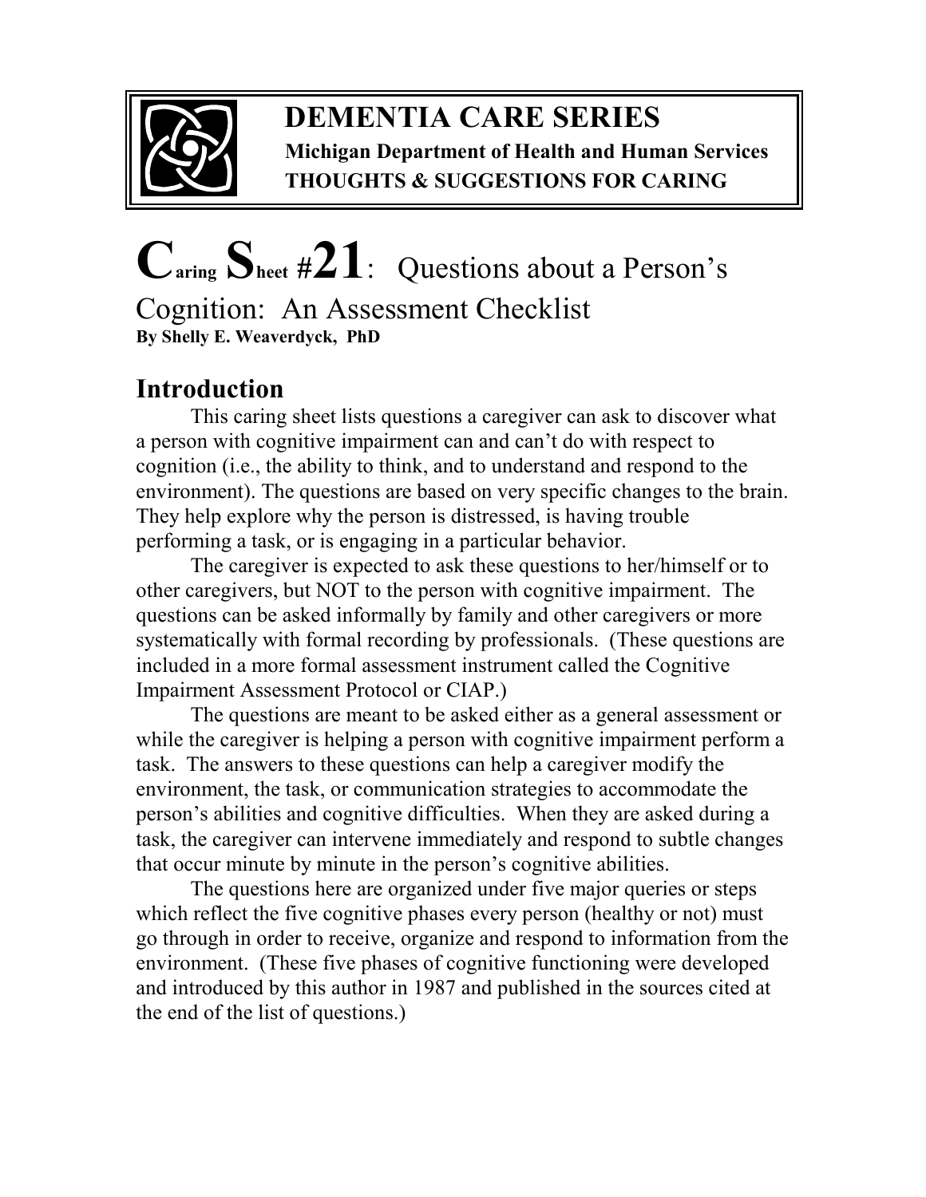**DEMENTIA CARE SERIES**

**Michigan Department of Health and Human Services**

**THOUGHTS & SUGGESTIONS FOR CARING**

# Caring Sheet #21: Questions about a Person's Cognition: An Assessment Checklist

**By Shelly E. Weaverdyck, PhD**

## Introduction

This caring sheet lists questions a caregiver can ask to discover what a person with cognitive impairment can and can't do with respect to cognition (i.e., the ability to think, and to understand and respond to the environment). The questions are based on very specific changes to the brain. They help explore why the person is distressed, is having trouble performing a task, or is engaging in a particular behavior.

The caregiver is expected to ask these questions to her/himself or to other caregivers, but NOT to the person with cognitive impairment. The questions can be asked informally by family and other caregivers or more systematically with formal recording by professionals. (These questions are included in a more formal assessment instrument called the Cognitive Impairment Assessment Protocol or CIAP.)

The questions are meant to be asked either as a general assessment or while the caregiver is helping a person with cognitive impairment perform a task. The answers to these questions can help a caregiver modify the environment, the task, or communication strategies to accommodate the person's abilities and cognitive difficulties. When they are asked during a task, the caregiver can intervene immediately and respond to subtle changes that occur minute by minute in the person's cognitive abilities.

The questions here are organized under five major queries or steps which reflect the five cognitive phases every person (healthy or not) must go through in order to receive, organize and respond to information from the environment. (These five phases of cognitive functioning were developed and introduced by this author in 1987 and published in the sources cited at the end of the list of questions.)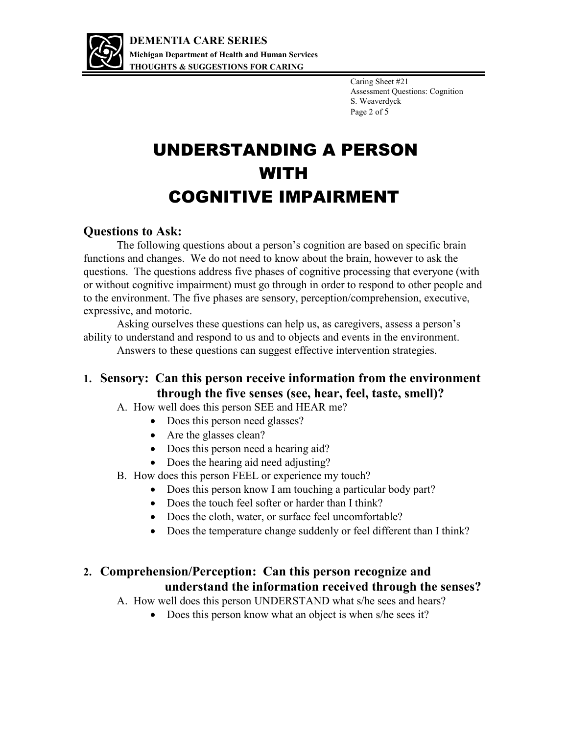# UNDERSTANDING A PERSON WITH COGNITIVE IMPAIRMENT

## Questions to Ask:

The following questions about a person's cognition are based on specific brain functions and changes. We do not need to know about the brain, however to ask the questions. The questions address five phases of cognitive processing that everyone (with or without cognitive impairment) must go through in order to respond to other people and to the environment. The five phases are sensory, perception/comprehension, executive, expressive, and motoric.

Asking ourselves these questions can help us, as caregivers, assess a person's ability to understand and respond to us and to objects and events in the environment.

Answers to these questions can suggest effective intervention strategies.

### 1. Sensory: Can this person receive information from the environment through the five senses (see, hear, feel, taste, smell)?

A. How well does this person SEE and HEAR me?

- Does this person need glasses?
- Are the glasses clean?
- Does this person need a hearing aid?
- Does the hearing aid need adjusting?

B. How does this person FEEL or experience my touch?

- Does this person know I am touching a particular body part?
- Does the touch feel softer or harder than I think?
- Does the cloth, water, or surface feel uncomfortable?
- Does the temperature change suddenly or feel different than I think?

### 2. Comprehension/Perception: Can this person recognize and understand the information received through the senses?

A. How well does this person UNDERSTAND what s/he sees and hears?

- Does this person know what an object is when s/he sees it?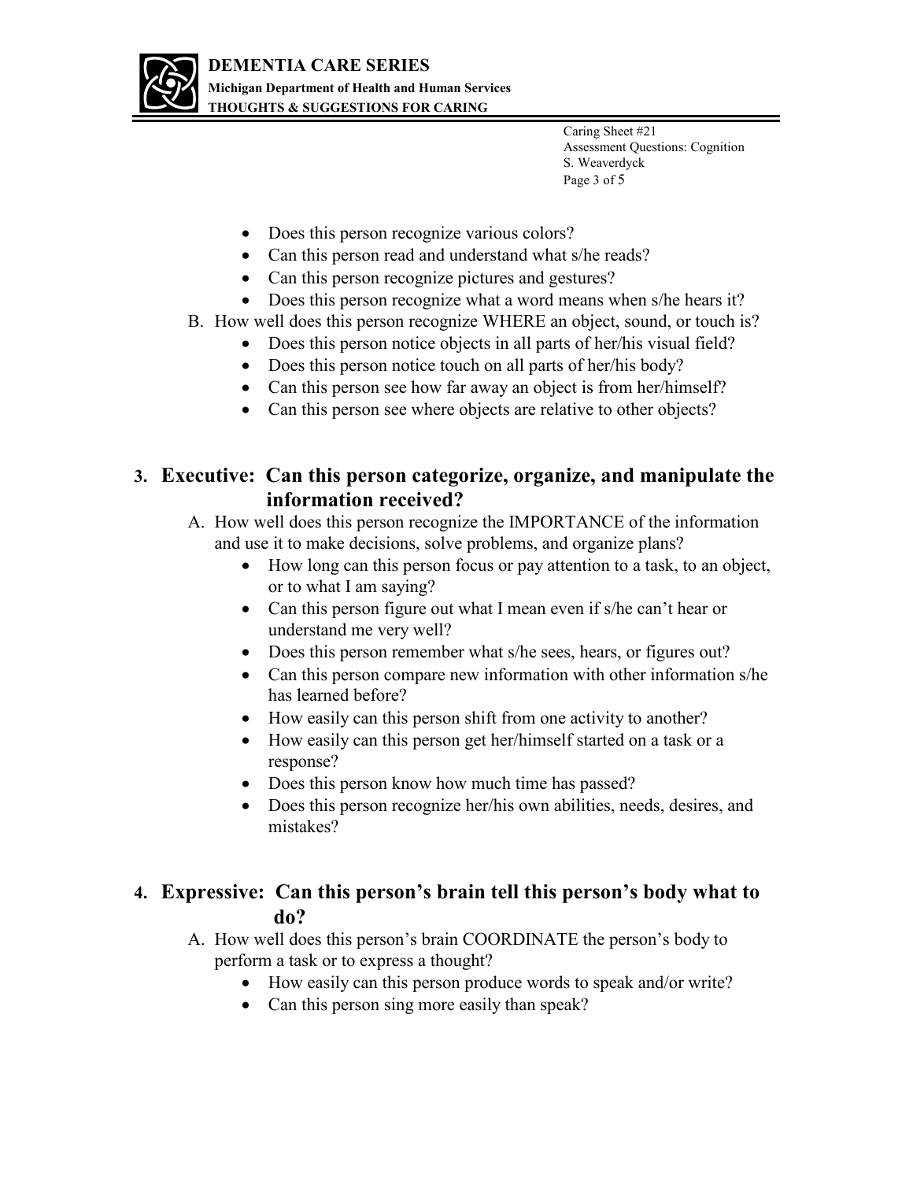- Does this person recognize various colors?
- Can this person read and understand what s/he reads?
- Can this person recognize pictures and gestures?
- Does this person recognize what a word means when s/he hears it?

B. How well does this person recognize WHERE an object, sound, or touch is?

- Does this person notice objects in all parts of her/his visual field?
- Does this person notice touch on all parts of her/his body?
- Can this person see how far away an object is from her/himself?
- Can this person see where objects are relative to other objects?

## 3. Executive: Can this person categorize, organize, and manipulate the information received?

A. How well does this person recognize the IMPORTANCE of the information and use it to make decisions, solve problems, and organize plans?

- How long can this person focus or pay attention to a task, to an object, or to what I am saying?
- Can this person figure out what I mean even if s/he can't hear or understand me very well?
- Does this person remember what s/he sees, hears, or figures out?
- Can this person compare new information with other information s/he has learned before?
- How easily can this person shift from one activity to another?
- How easily can this person get her/himself started on a task or a response?
- Does this person know how much time has passed?
- Does this person recognize her/his own abilities, needs, desires, and mistakes?

## 4. Expressive: Can this person's brain tell this person's body what to do?

A. How well does this person's brain COORDINATE the person's body to perform a task or to express a thought?

- How easily can this person produce words to speak and/or write?
- Can this person sing more easily than speak?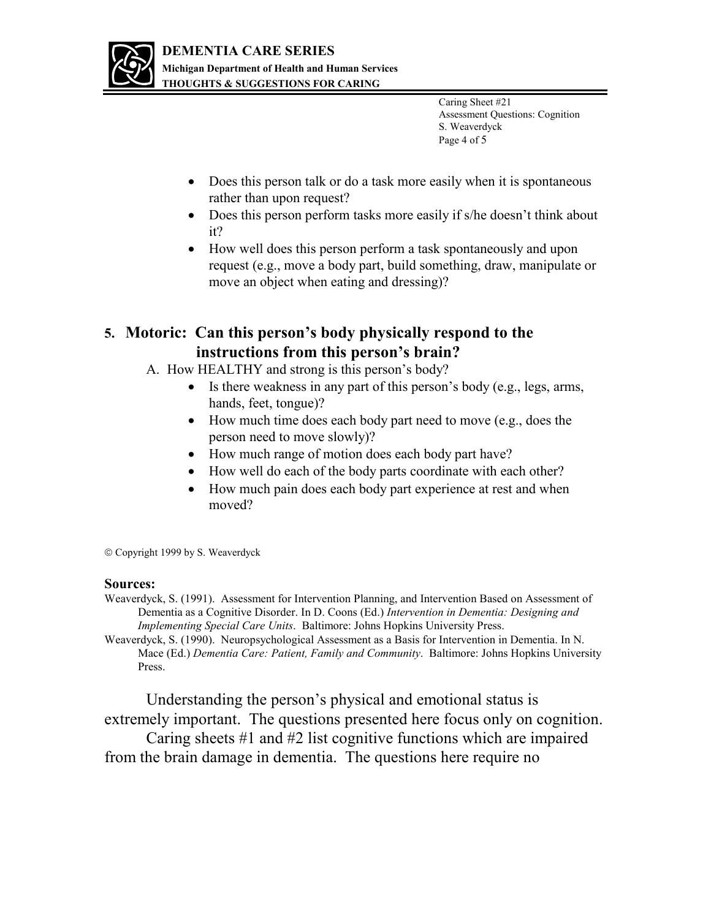- Does this person talk or do a task more easily when it is spontaneous rather than upon request?
- Does this person perform tasks more easily if s/he doesn't think about it?
- How well does this person perform a task spontaneously and upon request (e.g., move a body part, build something, draw, manipulate or move an object when eating and dressing)?

## 5. Motoric: Can this person's body physically respond to the instructions from this person's brain?

A. How HEALTHY and strong is this person's body?

- Is there weakness in any part of this person's body (e.g., legs, arms, hands, feet, tongue)?
- How much time does each body part need to move (e.g., does the person need to move slowly)?
- How much range of motion does each body part have?
- How well do each of the body parts coordinate with each other?
- How much pain does each body part experience at rest and when moved?

© Copyright 1999 by S. Weaverdyck

**Sources:**

Weaverdyck, S. (1991). Assessment for Intervention Planning, and Intervention Based on Assessment of Dementia as a Cognitive Disorder. In D. Coons (Ed.) *Intervention in Dementia: Designing and Implementing Special Care Units*. Baltimore: Johns Hopkins University Press.

Weaverdyck, S. (1990). Neuropsychological Assessment as a Basis for Intervention in Dementia. In N. Mace (Ed.) *Dementia Care: Patient, Family and Community*. Baltimore: Johns Hopkins University Press.

Understanding the person's physical and emotional status is extremely important. The questions presented here focus only on cognition.

Caring sheets #1 and #2 list cognitive functions which are impaired from the brain damage in dementia. The questions here require no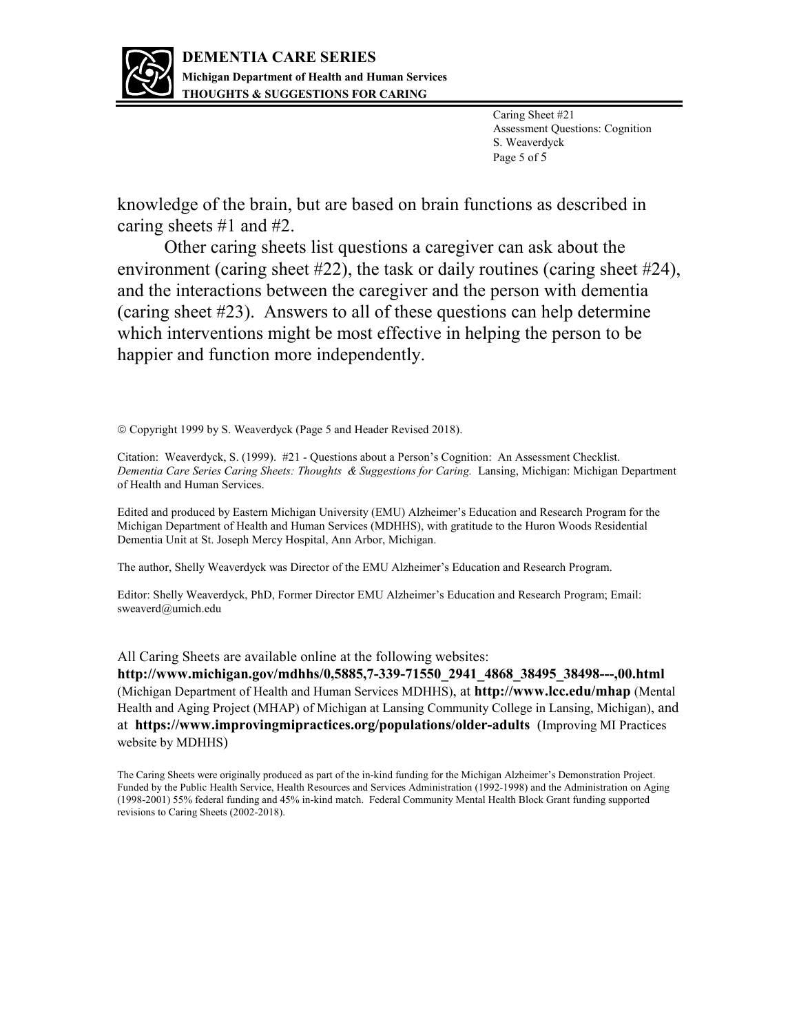knowledge of the brain, but are based on brain functions as described in caring sheets #1 and #2.

Other caring sheets list questions a caregiver can ask about the environment (caring sheet #22), the task or daily routines (caring sheet #24), and the interactions between the caregiver and the person with dementia (caring sheet #23). Answers to all of these questions can help determine which interventions might be most effective in helping the person to be happier and function more independently.

© Copyright 1999 by S. Weaverdyck (Page 5 and Header Revised 2018).

Citation: Weaverdyck, S. (1999). #21 - Questions about a Person's Cognition: An Assessment Checklist. *Dementia Care Series Caring Sheets: Thoughts & Suggestions for Caring.* Lansing, Michigan: Michigan Department of Health and Human Services.

Edited and produced by Eastern Michigan University (EMU) Alzheimer's Education and Research Program for the Michigan Department of Health and Human Services (MDHHS), with gratitude to the Huron Woods Residential Dementia Unit at St. Joseph Mercy Hospital, Ann Arbor, Michigan.

The author, Shelly Weaverdyck was Director of the EMU Alzheimer's Education and Research Program.

Editor: Shelly Weaverdyck, PhD, Former Director EMU Alzheimer's Education and Research Program; Email: sweaverd@umich.edu

All Caring Sheets are available online at the following websites:
**http://www.michigan.gov/mdhhs/0,5885,7-339-71550_2941_4868_38495_38498---,00.html** (Michigan Department of Health and Human Services MDHHS), at **http://www.lcc.edu/mhap** (Mental Health and Aging Project (MHAP) of Michigan at Lansing Community College in Lansing, Michigan), and at **https://www.improvingmipractices.org/populations/older-adults** (Improving MI Practices website by MDHHS)

The Caring Sheets were originally produced as part of the in-kind funding for the Michigan Alzheimer's Demonstration Project. Funded by the Public Health Service, Health Resources and Services Administration (1992-1998) and the Administration on Aging (1998-2001) 55% federal funding and 45% in-kind match. Federal Community Mental Health Block Grant funding supported revisions to Caring Sheets (2002-2018).